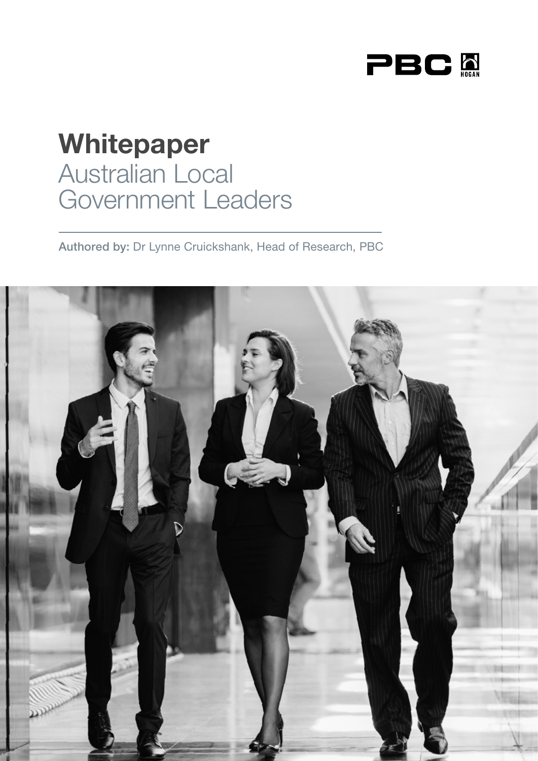PBC HOGAN

# Whitepaper

## Australian Local Government Leaders

**Authored by:** Dr Lynne Cruickshank, Head of Research, PBC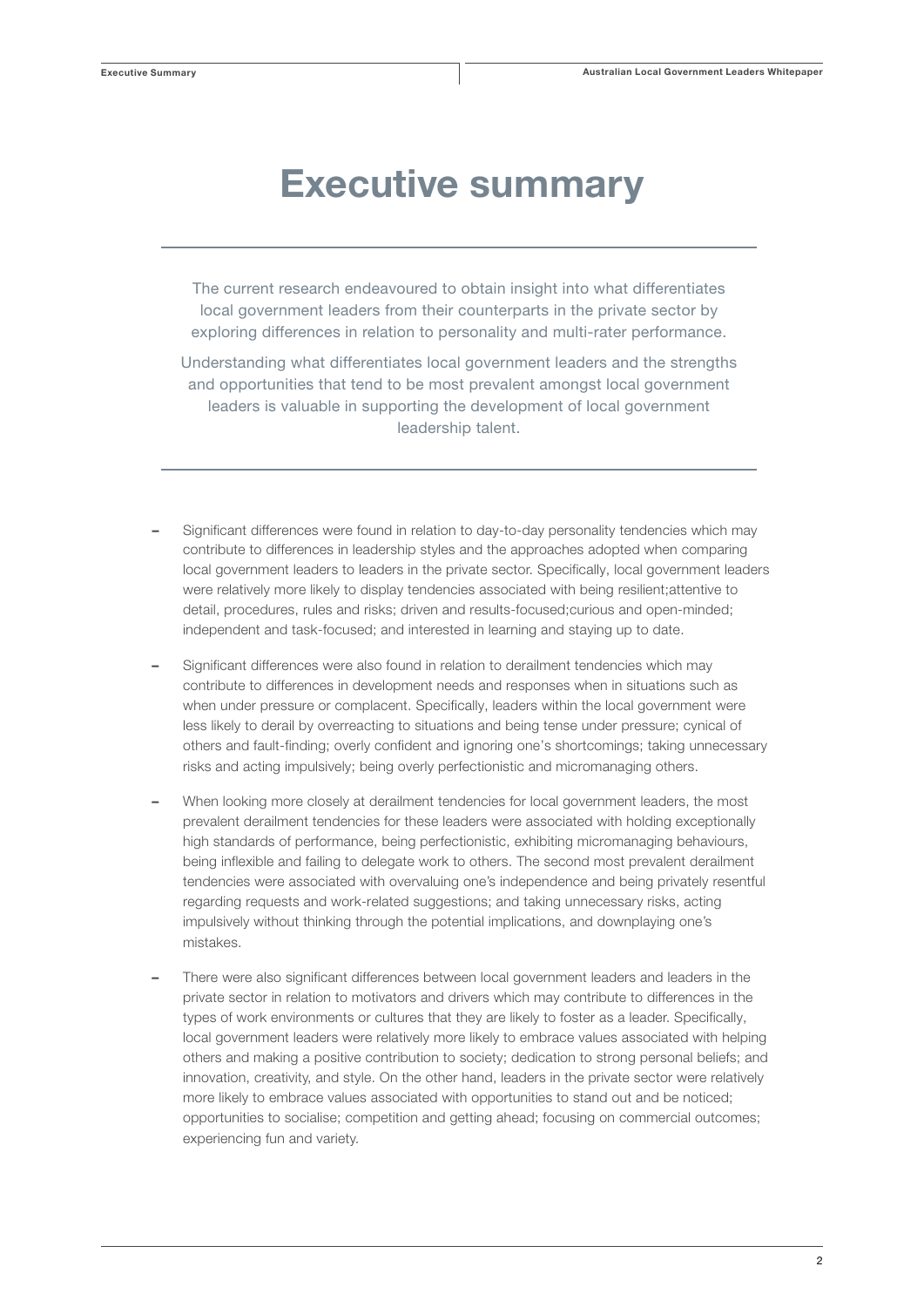# Executive summary

The current research endeavoured to obtain insight into what differentiates local government leaders from their counterparts in the private sector by exploring differences in relation to personality and multi-rater performance.

Understanding what differentiates local government leaders and the strengths and opportunities that tend to be most prevalent amongst local government leaders is valuable in supporting the development of local government leadership talent.

- Significant differences were found in relation to day-to-day personality tendencies which may contribute to differences in leadership styles and the approaches adopted when comparing local government leaders to leaders in the private sector. Specifically, local government leaders were relatively more likely to display tendencies associated with being resilient;attentive to detail, procedures, rules and risks; driven and results-focused;curious and open-minded; independent and task-focused; and interested in learning and staying up to date.
- Significant differences were also found in relation to derailment tendencies which may contribute to differences in development needs and responses when in situations such as when under pressure or complacent. Specifically, leaders within the local government were less likely to derail by overreacting to situations and being tense under pressure; cynical of others and fault-finding; overly confident and ignoring one's shortcomings; taking unnecessary risks and acting impulsively; being overly perfectionistic and micromanaging others.
- When looking more closely at derailment tendencies for local government leaders, the most prevalent derailment tendencies for these leaders were associated with holding exceptionally high standards of performance, being perfectionistic, exhibiting micromanaging behaviours, being inflexible and failing to delegate work to others. The second most prevalent derailment tendencies were associated with overvaluing one's independence and being privately resentful regarding requests and work-related suggestions; and taking unnecessary risks, acting impulsively without thinking through the potential implications, and downplaying one's mistakes.
- There were also significant differences between local government leaders and leaders in the private sector in relation to motivators and drivers which may contribute to differences in the types of work environments or cultures that they are likely to foster as a leader. Specifically, local government leaders were relatively more likely to embrace values associated with helping others and making a positive contribution to society; dedication to strong personal beliefs; and innovation, creativity, and style. On the other hand, leaders in the private sector were relatively more likely to embrace values associated with opportunities to stand out and be noticed; opportunities to socialise; competition and getting ahead; focusing on commercial outcomes; experiencing fun and variety.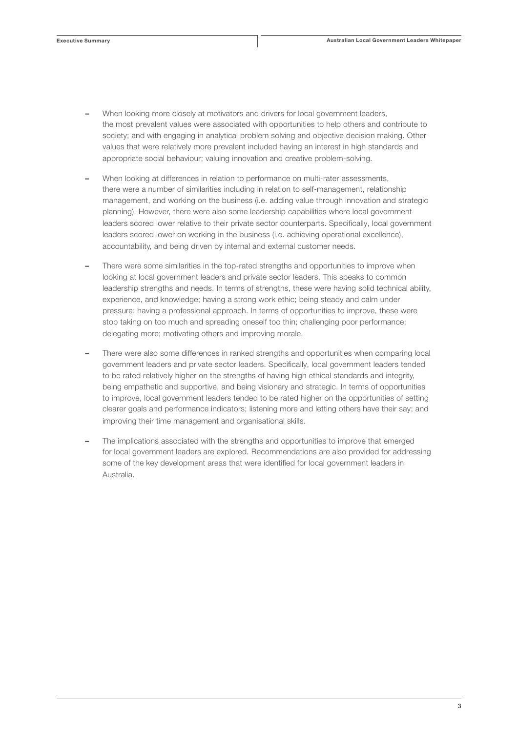- When looking more closely at motivators and drivers for local government leaders, the most prevalent values were associated with opportunities to help others and contribute to society; and with engaging in analytical problem solving and objective decision making. Other values that were relatively more prevalent included having an interest in high standards and appropriate social behaviour; valuing innovation and creative problem-solving.

- When looking at differences in relation to performance on multi-rater assessments, there were a number of similarities including in relation to self-management, relationship management, and working on the business (i.e. adding value through innovation and strategic planning). However, there were also some leadership capabilities where local government leaders scored lower relative to their private sector counterparts. Specifically, local government leaders scored lower on working in the business (i.e. achieving operational excellence), accountability, and being driven by internal and external customer needs.

- There were some similarities in the top-rated strengths and opportunities to improve when looking at local government leaders and private sector leaders. This speaks to common leadership strengths and needs. In terms of strengths, these were having solid technical ability, experience, and knowledge; having a strong work ethic; being steady and calm under pressure; having a professional approach. In terms of opportunities to improve, these were stop taking on too much and spreading oneself too thin; challenging poor performance; delegating more; motivating others and improving morale.

- There were also some differences in ranked strengths and opportunities when comparing local government leaders and private sector leaders. Specifically, local government leaders tended to be rated relatively higher on the strengths of having high ethical standards and integrity, being empathetic and supportive, and being visionary and strategic. In terms of opportunities to improve, local government leaders tended to be rated higher on the opportunities of setting clearer goals and performance indicators; listening more and letting others have their say; and improving their time management and organisational skills.

- The implications associated with the strengths and opportunities to improve that emerged for local government leaders are explored. Recommendations are also provided for addressing some of the key development areas that were identified for local government leaders in Australia.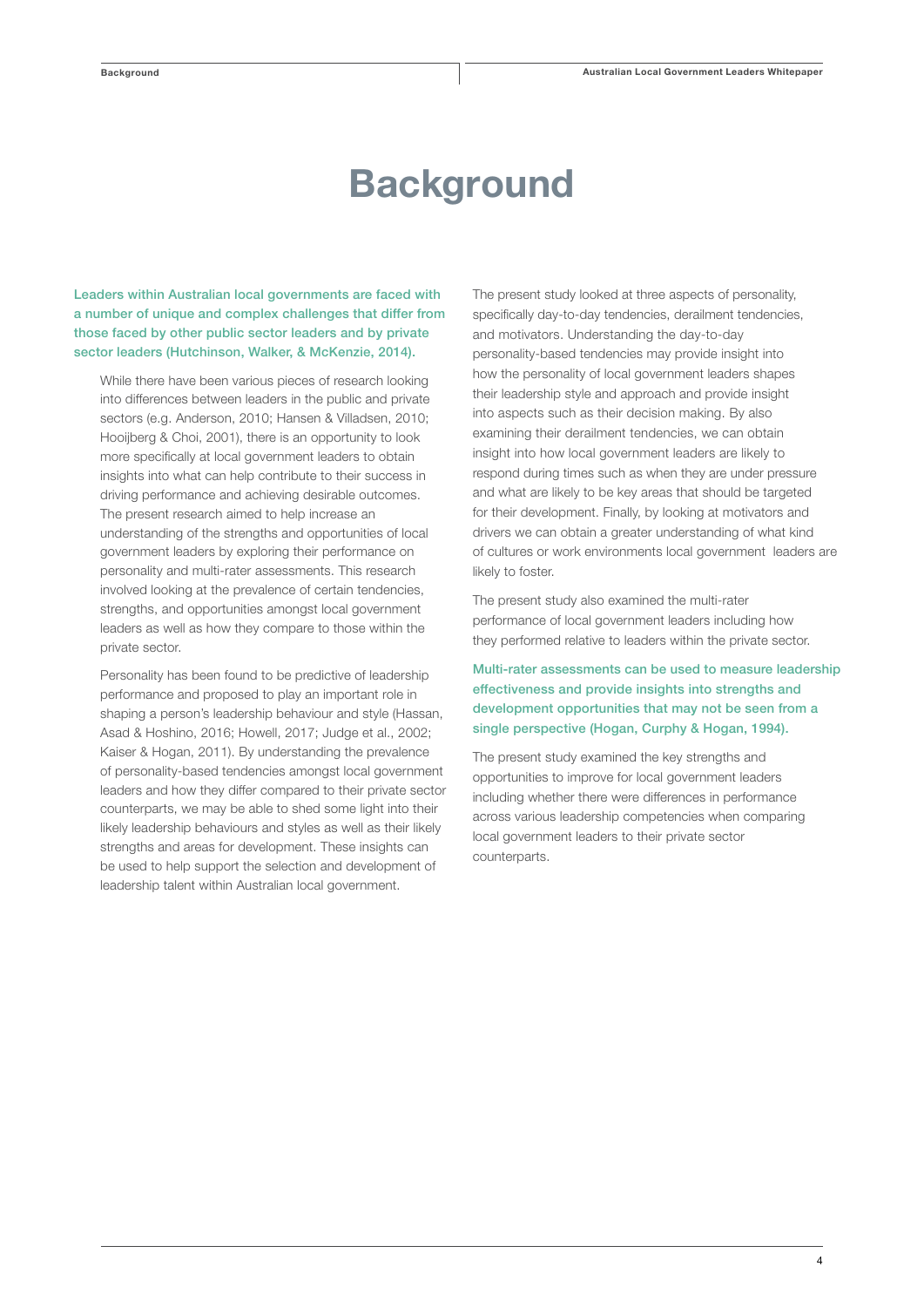# Background

**Leaders within Australian local governments are faced with a number of unique and complex challenges that differ from those faced by other public sector leaders and by private sector leaders (Hutchinson, Walker, & McKenzie, 2014).**

While there have been various pieces of research looking into differences between leaders in the public and private sectors (e.g. Anderson, 2010; Hansen & Villadsen, 2010; Hooijberg & Choi, 2001), there is an opportunity to look more specifically at local government leaders to obtain insights into what can help contribute to their success in driving performance and achieving desirable outcomes. The present research aimed to help increase an understanding of the strengths and opportunities of local government leaders by exploring their performance on personality and multi-rater assessments. This research involved looking at the prevalence of certain tendencies, strengths, and opportunities amongst local government leaders as well as how they compare to those within the private sector.

Personality has been found to be predictive of leadership performance and proposed to play an important role in shaping a person's leadership behaviour and style (Hassan, Asad & Hoshino, 2016; Howell, 2017; Judge et al., 2002; Kaiser & Hogan, 2011). By understanding the prevalence of personality-based tendencies amongst local government leaders and how they differ compared to their private sector counterparts, we may be able to shed some light into their likely leadership behaviours and styles as well as their likely strengths and areas for development. These insights can be used to help support the selection and development of leadership talent within Australian local government.

The present study looked at three aspects of personality, specifically day-to-day tendencies, derailment tendencies, and motivators. Understanding the day-to-day personality-based tendencies may provide insight into how the personality of local government leaders shapes their leadership style and approach and provide insight into aspects such as their decision making. By also examining their derailment tendencies, we can obtain insight into how local government leaders are likely to respond during times such as when they are under pressure and what are likely to be key areas that should be targeted for their development. Finally, by looking at motivators and drivers we can obtain a greater understanding of what kind of cultures or work environments local government leaders are likely to foster.

The present study also examined the multi-rater performance of local government leaders including how they performed relative to leaders within the private sector.

**Multi-rater assessments can be used to measure leadership effectiveness and provide insights into strengths and development opportunities that may not be seen from a single perspective (Hogan, Curphy & Hogan, 1994).**

The present study examined the key strengths and opportunities to improve for local government leaders including whether there were differences in performance across various leadership competencies when comparing local government leaders to their private sector counterparts.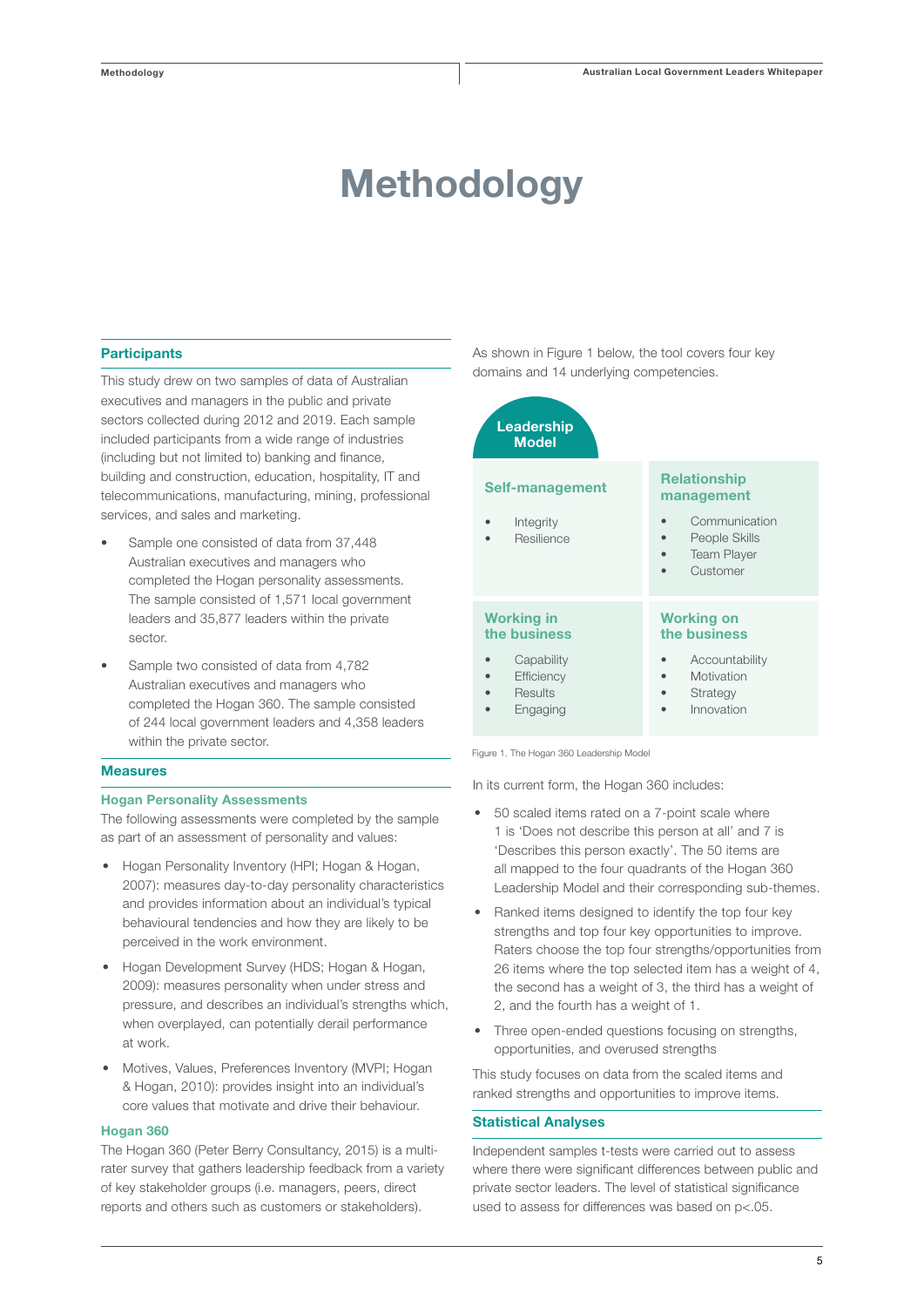# Methodology

## Participants

This study drew on two samples of data of Australian executives and managers in the public and private sectors collected during 2012 and 2019. Each sample included participants from a wide range of industries (including but not limited to) banking and finance, building and construction, education, hospitality, IT and telecommunications, manufacturing, mining, professional services, and sales and marketing.

- Sample one consisted of data from 37,448 Australian executives and managers who completed the Hogan personality assessments. The sample consisted of 1,571 local government leaders and 35,877 leaders within the private sector.
- Sample two consisted of data from 4,782 Australian executives and managers who completed the Hogan 360. The sample consisted of 244 local government leaders and 4,358 leaders within the private sector.

## Measures

### Hogan Personality Assessments

The following assessments were completed by the sample as part of an assessment of personality and values:

- Hogan Personality Inventory (HPI; Hogan & Hogan, 2007): measures day-to-day personality characteristics and provides information about an individual's typical behavioural tendencies and how they are likely to be perceived in the work environment.
- Hogan Development Survey (HDS; Hogan & Hogan, 2009): measures personality when under stress and pressure, and describes an individual's strengths which, when overplayed, can potentially derail performance at work.
- Motives, Values, Preferences Inventory (MVPI; Hogan & Hogan, 2010): provides insight into an individual's core values that motivate and drive their behaviour.

### Hogan 360

The Hogan 360 (Peter Berry Consultancy, 2015) is a multi-rater survey that gathers leadership feedback from a variety of key stakeholder groups (i.e. managers, peers, direct reports and others such as customers or stakeholders).

As shown in Figure 1 below, the tool covers four key domains and 14 underlying competencies.

**Leadership Model**

| Self-management | Relationship management |
|---|---|
| • Integrity<br>• Resilience | • Communication<br>• People Skills<br>• Team Player<br>• Customer |
| **Working in the business** | **Working on the business** |
| • Capability<br>• Efficiency<br>• Results<br>• Engaging | • Accountability<br>• Motivation<br>• Strategy<br>• Innovation |

Figure 1. The Hogan 360 Leadership Model

In its current form, the Hogan 360 includes:

- 50 scaled items rated on a 7-point scale where 1 is 'Does not describe this person at all' and 7 is 'Describes this person exactly'. The 50 items are all mapped to the four quadrants of the Hogan 360 Leadership Model and their corresponding sub-themes.
- Ranked items designed to identify the top four key strengths and top four key opportunities to improve. Raters choose the top four strengths/opportunities from 26 items where the top selected item has a weight of 4, the second has a weight of 3, the third has a weight of 2, and the fourth has a weight of 1.
- Three open-ended questions focusing on strengths, opportunities, and overused strengths

This study focuses on data from the scaled items and ranked strengths and opportunities to improve items.

## Statistical Analyses

Independent samples t-tests were carried out to assess where there were significant differences between public and private sector leaders. The level of statistical significance used to assess for differences was based on $p<.05$.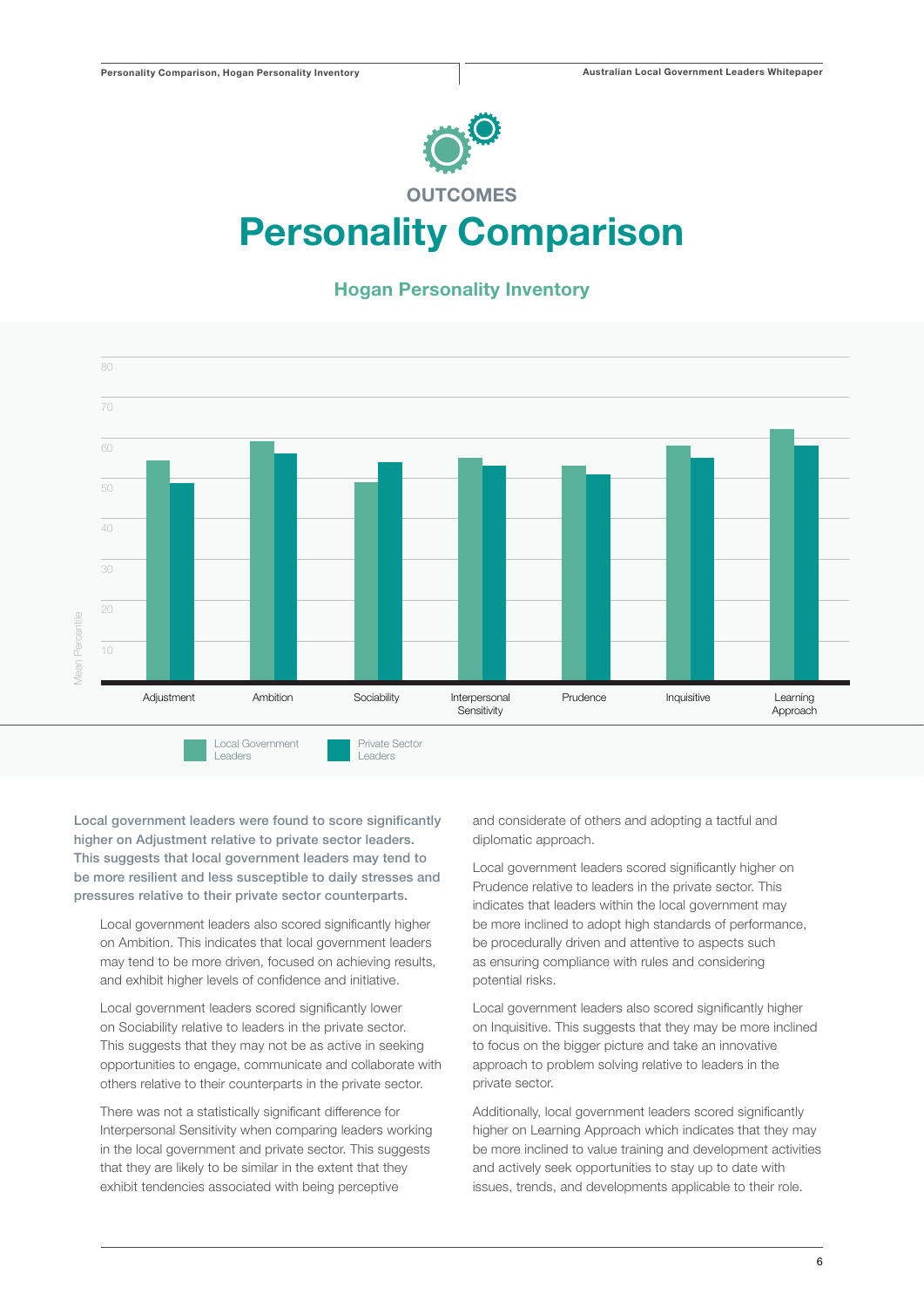OUTCOMES

# Personality Comparison

## Hogan Personality Inventory

Local government leaders were found to score significantly higher on Adjustment relative to private sector leaders. This suggests that local government leaders may tend to be more resilient and less susceptible to daily stresses and pressures relative to their private sector counterparts.

Local government leaders also scored significantly higher on Ambition. This indicates that local government leaders may tend to be more driven, focused on achieving results, and exhibit higher levels of confidence and initiative.

Local government leaders scored significantly lower on Sociability relative to leaders in the private sector. This suggests that they may not be as active in seeking opportunities to engage, communicate and collaborate with others relative to their counterparts in the private sector.

There was not a statistically significant difference for Interpersonal Sensitivity when comparing leaders working in the local government and private sector. This suggests that they are likely to be similar in the extent that they exhibit tendencies associated with being perceptive and considerate of others and adopting a tactful and diplomatic approach.

Local government leaders scored significantly higher on Prudence relative to leaders in the private sector. This indicates that leaders within the local government may be more inclined to adopt high standards of performance, be procedurally driven and attentive to aspects such as ensuring compliance with rules and considering potential risks.

Local government leaders also scored significantly higher on Inquisitive. This suggests that they may be more inclined to focus on the bigger picture and take an innovative approach to problem solving relative to leaders in the private sector.

Additionally, local government leaders scored significantly higher on Learning Approach which indicates that they may be more inclined to value training and development activities and actively seek opportunities to stay up to date with issues, trends, and developments applicable to their role.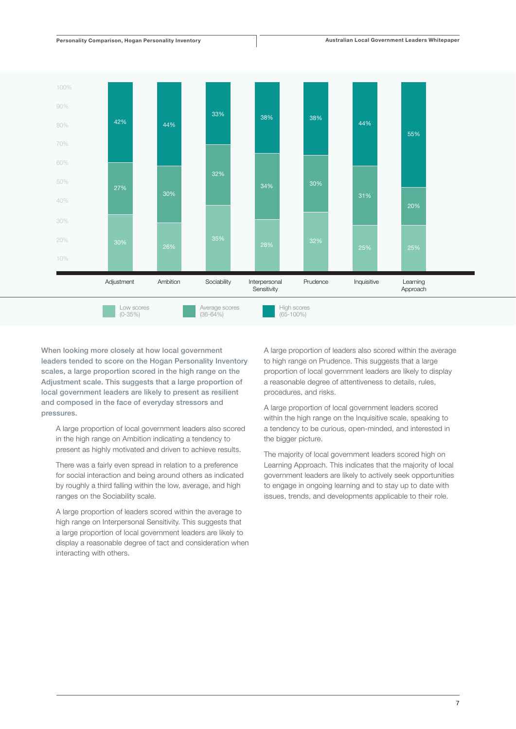| | Adjustment | Ambition | Sociability | Interpersonal Sensitivity | Prudence | Inquisitive | Learning Approach |
|---|---|---|---|---|---|---|---|
| High scores (65-100%) | 42% | 44% | 33% | 38% | 38% | 44% | 55% |
| Average scores (36-64%) | 27% | 30% | 32% | 34% | 30% | 31% | 20% |
| Low scores (0-35%) | 30% | 26% | 35% | 28% | 32% | 25% | 25% |

**When looking more closely at how local government leaders tended to score on the Hogan Personality Inventory scales, a large proportion scored in the high range on the Adjustment scale. This suggests that a large proportion of local government leaders are likely to present as resilient and composed in the face of everyday stressors and pressures.**

A large proportion of local government leaders also scored in the high range on Ambition indicating a tendency to present as highly motivated and driven to achieve results.

There was a fairly even spread in relation to a preference for social interaction and being around others as indicated by roughly a third falling within the low, average, and high ranges on the Sociability scale.

A large proportion of leaders scored within the average to high range on Interpersonal Sensitivity. This suggests that a large proportion of local government leaders are likely to display a reasonable degree of tact and consideration when interacting with others.

A large proportion of leaders also scored within the average to high range on Prudence. This suggests that a large proportion of local government leaders are likely to display a reasonable degree of attentiveness to details, rules, procedures, and risks.

A large proportion of local government leaders scored within the high range on the Inquisitive scale, speaking to a tendency to be curious, open-minded, and interested in the bigger picture.

The majority of local government leaders scored high on Learning Approach. This indicates that the majority of local government leaders are likely to actively seek opportunities to engage in ongoing learning and to stay up to date with issues, trends, and developments applicable to their role.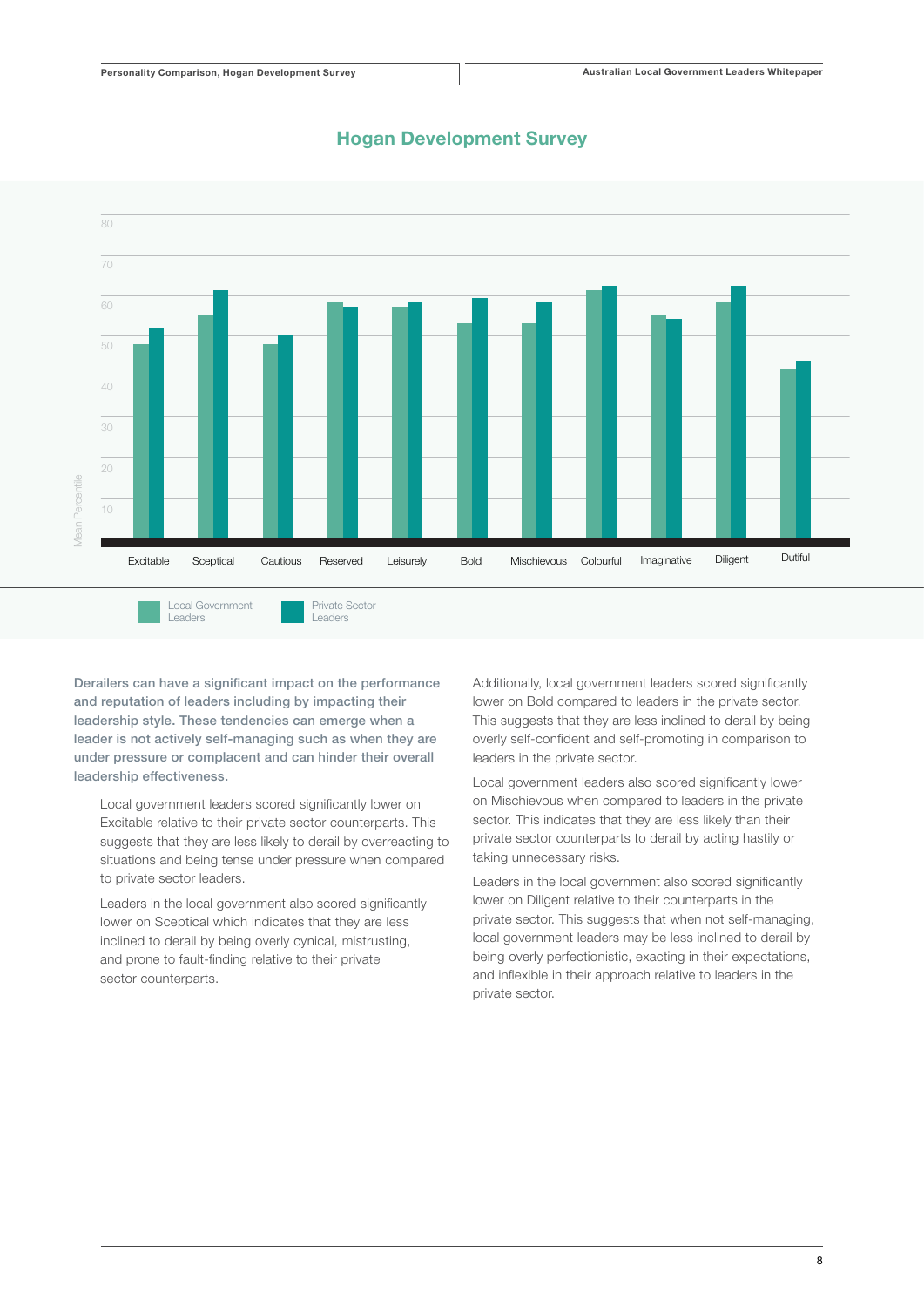## Hogan Development Survey

Mean Percentile

| | Excitable | Sceptical | Cautious | Reserved | Leisurely | Bold | Mischievous | Colourful | Imaginative | Diligent | Dutiful |
|---|---|---|---|---|---|---|---|---|---|---|---|
| Local Government Leaders | | | | | | | | | | | |
| Private Sector Leaders | | | | | | | | | | | |

**Derailers can have a significant impact on the performance and reputation of leaders including by impacting their leadership style. These tendencies can emerge when a leader is not actively self-managing such as when they are under pressure or complacent and can hinder their overall leadership effectiveness.**

Local government leaders scored significantly lower on Excitable relative to their private sector counterparts. This suggests that they are less likely to derail by overreacting to situations and being tense under pressure when compared to private sector leaders.

Leaders in the local government also scored significantly lower on Sceptical which indicates that they are less inclined to derail by being overly cynical, mistrusting, and prone to fault-finding relative to their private sector counterparts.

Additionally, local government leaders scored significantly lower on Bold compared to leaders in the private sector. This suggests that they are less inclined to derail by being overly self-confident and self-promoting in comparison to leaders in the private sector.

Local government leaders also scored significantly lower on Mischievous when compared to leaders in the private sector. This indicates that they are less likely than their private sector counterparts to derail by acting hastily or taking unnecessary risks.

Leaders in the local government also scored significantly lower on Diligent relative to their counterparts in the private sector. This suggests that when not self-managing, local government leaders may be less inclined to derail by being overly perfectionistic, exacting in their expectations, and inflexible in their approach relative to leaders in the private sector.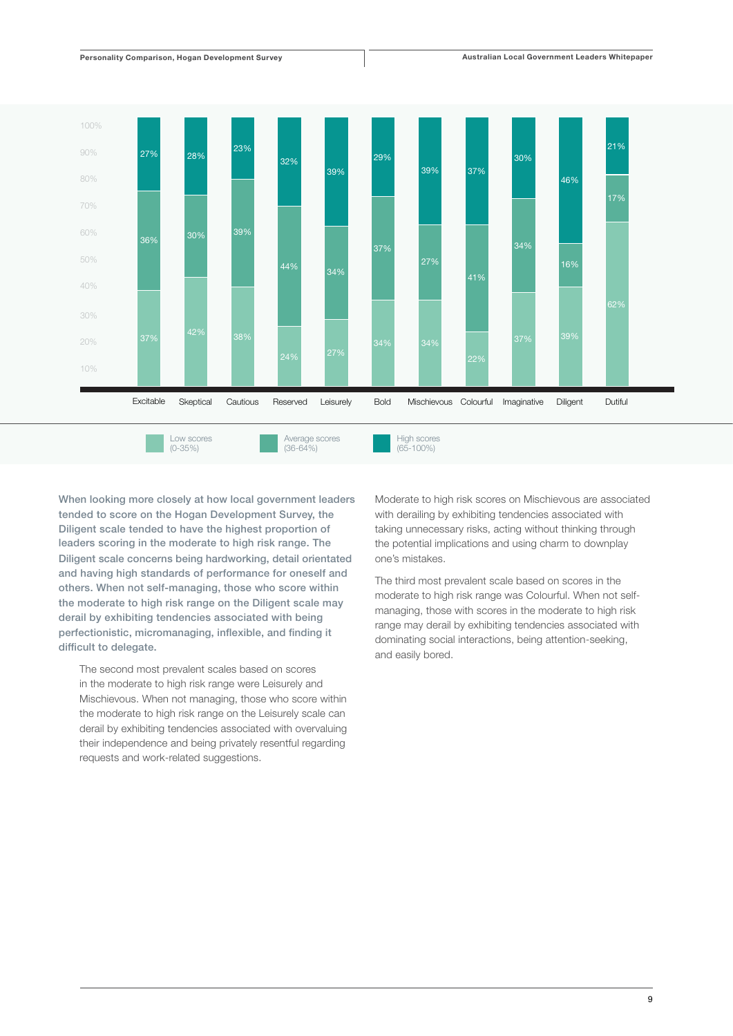| Scale | Low scores (0-35%) | Average scores (36-64%) | High scores (65-100%) |
|---|---|---|---|
| Excitable | 37% | 36% | 27% |
| Skeptical | 42% | 30% | 28% |
| Cautious | 38% | 39% | 23% |
| Reserved | 24% | 44% | 32% |
| Leisurely | 27% | 34% | 39% |
| Bold | 34% | 37% | 29% |
| Mischievous | 34% | 27% | 39% |
| Colourful | 22% | 41% | 37% |
| Imaginative | 37% | 34% | 30% |
| Diligent | 39% | 16% | 46% |
| Dutiful | 62% | 17% | 21% |

**When looking more closely at how local government leaders tended to score on the Hogan Development Survey, the Diligent scale tended to have the highest proportion of leaders scoring in the moderate to high risk range. The Diligent scale concerns being hardworking, detail orientated and having high standards of performance for oneself and others. When not self-managing, those who score within the moderate to high risk range on the Diligent scale may derail by exhibiting tendencies associated with being perfectionistic, micromanaging, inflexible, and finding it difficult to delegate.**

The second most prevalent scales based on scores in the moderate to high risk range were Leisurely and Mischievous. When not managing, those who score within the moderate to high risk range on the Leisurely scale can derail by exhibiting tendencies associated with overvaluing their independence and being privately resentful regarding requests and work-related suggestions.

Moderate to high risk scores on Mischievous are associated with derailing by exhibiting tendencies associated with taking unnecessary risks, acting without thinking through the potential implications and using charm to downplay one's mistakes.

The third most prevalent scale based on scores in the moderate to high risk range was Colourful. When not self-managing, those with scores in the moderate to high risk range may derail by exhibiting tendencies associated with dominating social interactions, being attention-seeking, and easily bored.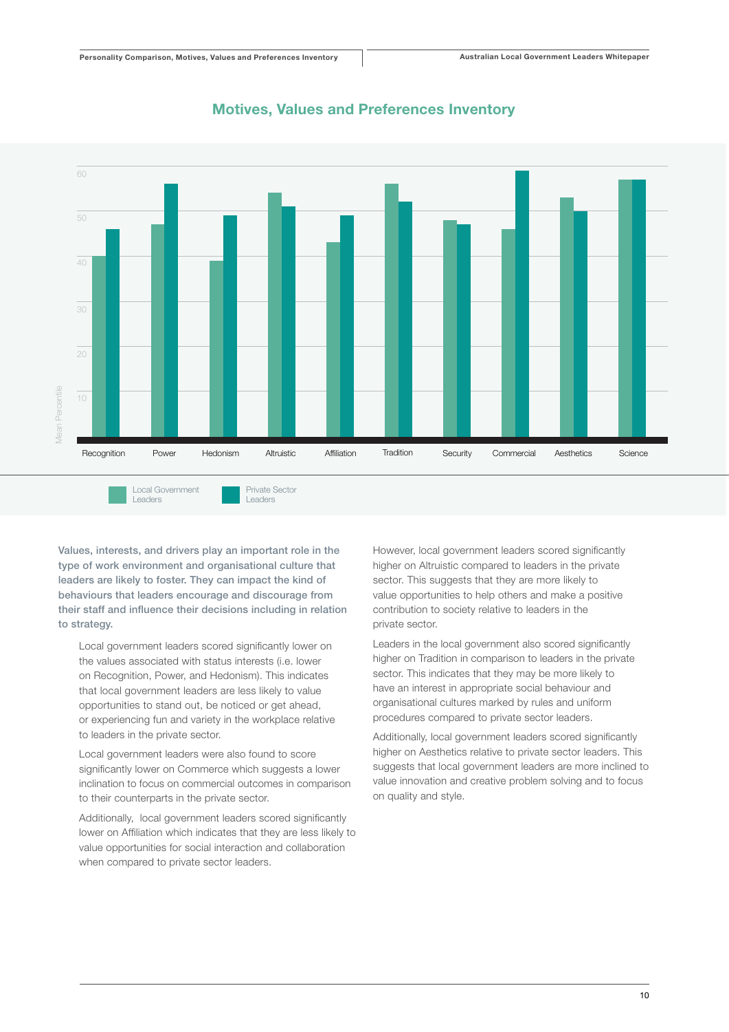## Motives, Values and Preferences Inventory

**Values, interests, and drivers play an important role in the type of work environment and organisational culture that leaders are likely to foster. They can impact the kind of behaviours that leaders encourage and discourage from their staff and influence their decisions including in relation to strategy.**

Local government leaders scored significantly lower on the values associated with status interests (i.e. lower on Recognition, Power, and Hedonism). This indicates that local government leaders are less likely to value opportunities to stand out, be noticed or get ahead, or experiencing fun and variety in the workplace relative to leaders in the private sector.

Local government leaders were also found to score significantly lower on Commerce which suggests a lower inclination to focus on commercial outcomes in comparison to their counterparts in the private sector.

Additionally, local government leaders scored significantly lower on Affiliation which indicates that they are less likely to value opportunities for social interaction and collaboration when compared to private sector leaders.

However, local government leaders scored significantly higher on Altruistic compared to leaders in the private sector. This suggests that they are more likely to value opportunities to help others and make a positive contribution to society relative to leaders in the private sector.

Leaders in the local government also scored significantly higher on Tradition in comparison to leaders in the private sector. This indicates that they may be more likely to have an interest in appropriate social behaviour and organisational cultures marked by rules and uniform procedures compared to private sector leaders.

Additionally, local government leaders scored significantly higher on Aesthetics relative to private sector leaders. This suggests that local government leaders are more inclined to value innovation and creative problem solving and to focus on quality and style.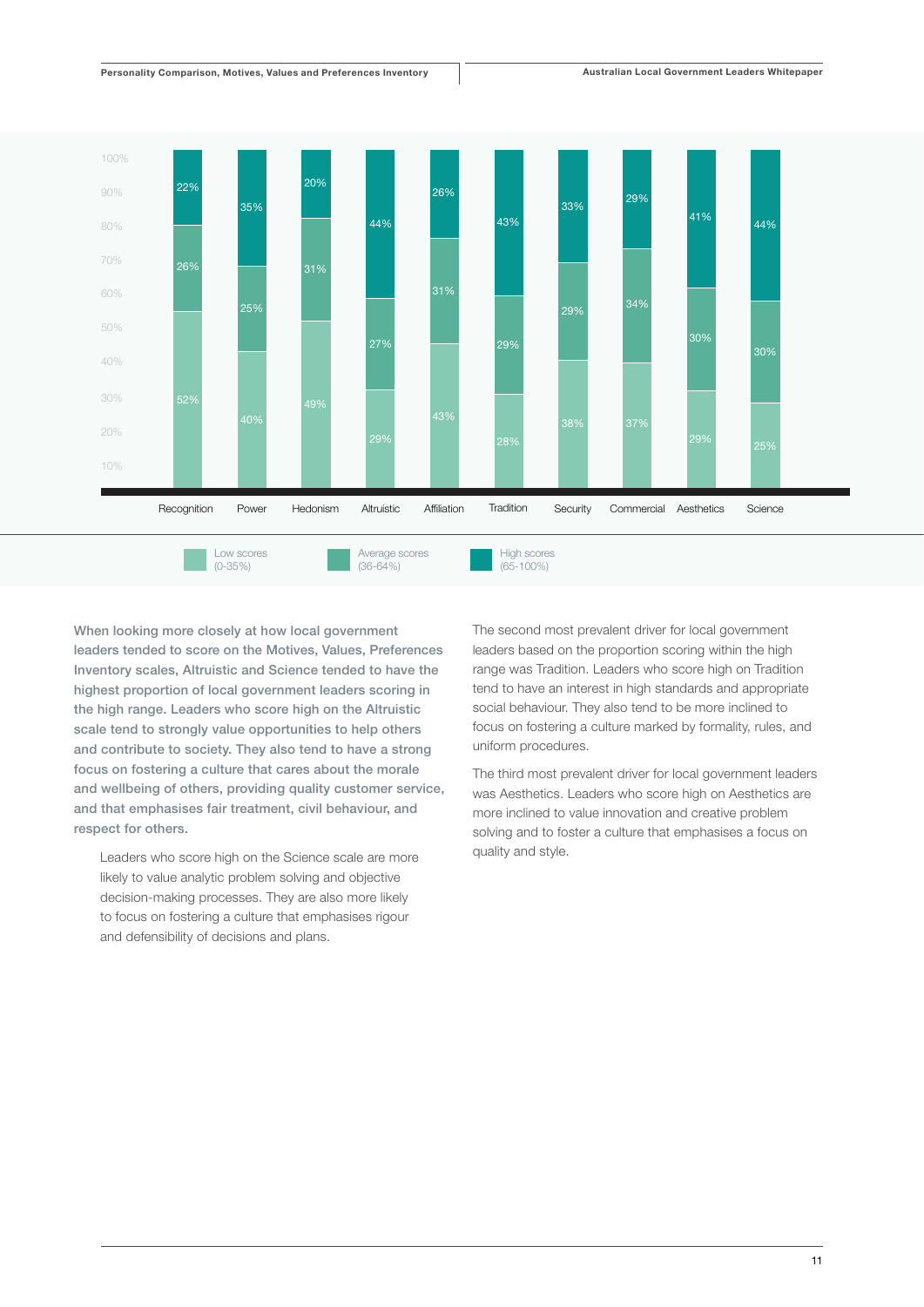| | Recognition | Power | Hedonism | Altruistic | Affiliation | Tradition | Security | Commercial | Aesthetics | Science |
|---|---|---|---|---|---|---|---|---|---|---|
| High scores (65-100%) | 22% | 35% | 20% | 44% | 26% | 43% | 33% | 29% | 41% | 44% |
| Average scores (36-64%) | 26% | 25% | 31% | 27% | 31% | 29% | 29% | 34% | 30% | 30% |
| Low scores (0-35%) | 52% | 40% | 49% | 29% | 43% | 28% | 38% | 37% | 29% | 25% |

**When looking more closely at how local government leaders tended to score on the Motives, Values, Preferences Inventory scales, Altruistic and Science tended to have the highest proportion of local government leaders scoring in the high range. Leaders who score high on the Altruistic scale tend to strongly value opportunities to help others and contribute to society. They also tend to have a strong focus on fostering a culture that cares about the morale and wellbeing of others, providing quality customer service, and that emphasises fair treatment, civil behaviour, and respect for others.**

Leaders who score high on the Science scale are more likely to value analytic problem solving and objective decision-making processes. They are also more likely to focus on fostering a culture that emphasises rigour and defensibility of decisions and plans.

The second most prevalent driver for local government leaders based on the proportion scoring within the high range was Tradition. Leaders who score high on Tradition tend to have an interest in high standards and appropriate social behaviour. They also tend to be more inclined to focus on fostering a culture marked by formality, rules, and uniform procedures.

The third most prevalent driver for local government leaders was Aesthetics. Leaders who score high on Aesthetics are more inclined to value innovation and creative problem solving and to foster a culture that emphasises a focus on quality and style.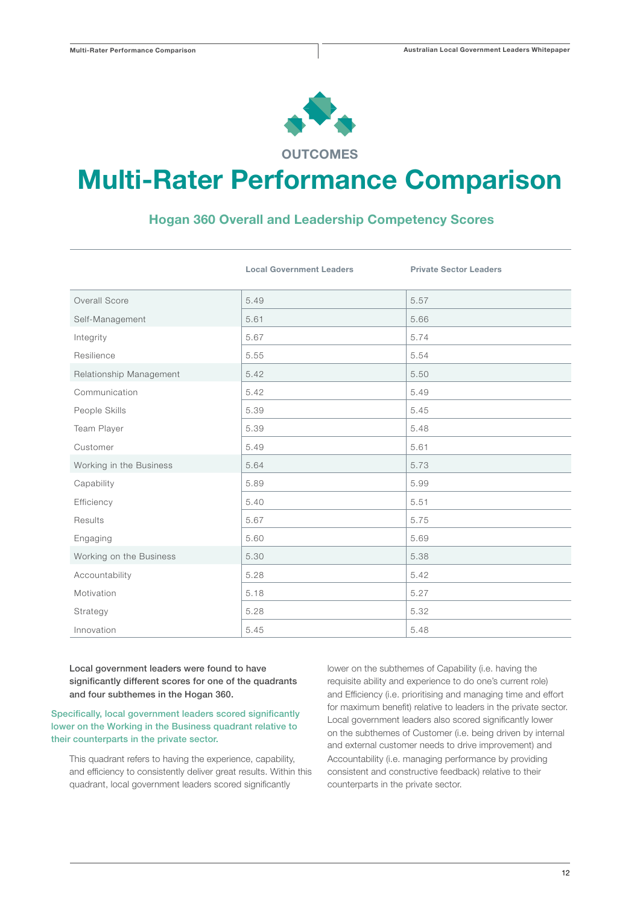OUTCOMES

# Multi-Rater Performance Comparison

## Hogan 360 Overall and Leadership Competency Scores

| | Local Government Leaders | Private Sector Leaders |
|---|---|---|
| Overall Score | 5.49 | 5.57 |
| Self-Management | 5.61 | 5.66 |
| Integrity | 5.67 | 5.74 |
| Resilience | 5.55 | 5.54 |
| Relationship Management | 5.42 | 5.50 |
| Communication | 5.42 | 5.49 |
| People Skills | 5.39 | 5.45 |
| Team Player | 5.39 | 5.48 |
| Customer | 5.49 | 5.61 |
| Working in the Business | 5.64 | 5.73 |
| Capability | 5.89 | 5.99 |
| Efficiency | 5.40 | 5.51 |
| Results | 5.67 | 5.75 |
| Engaging | 5.60 | 5.69 |
| Working on the Business | 5.30 | 5.38 |
| Accountability | 5.28 | 5.42 |
| Motivation | 5.18 | 5.27 |
| Strategy | 5.28 | 5.32 |
| Innovation | 5.45 | 5.48 |

**Local government leaders were found to have significantly different scores for one of the quadrants and four subthemes in the Hogan 360.**

Specifically, local government leaders scored significantly lower on the Working in the Business quadrant relative to their counterparts in the private sector.

This quadrant refers to having the experience, capability, and efficiency to consistently deliver great results. Within this quadrant, local government leaders scored significantly lower on the subthemes of Capability (i.e. having the requisite ability and experience to do one's current role) and Efficiency (i.e. prioritising and managing time and effort for maximum benefit) relative to leaders in the private sector. Local government leaders also scored significantly lower on the subthemes of Customer (i.e. being driven by internal and external customer needs to drive improvement) and Accountability (i.e. managing performance by providing consistent and constructive feedback) relative to their counterparts in the private sector.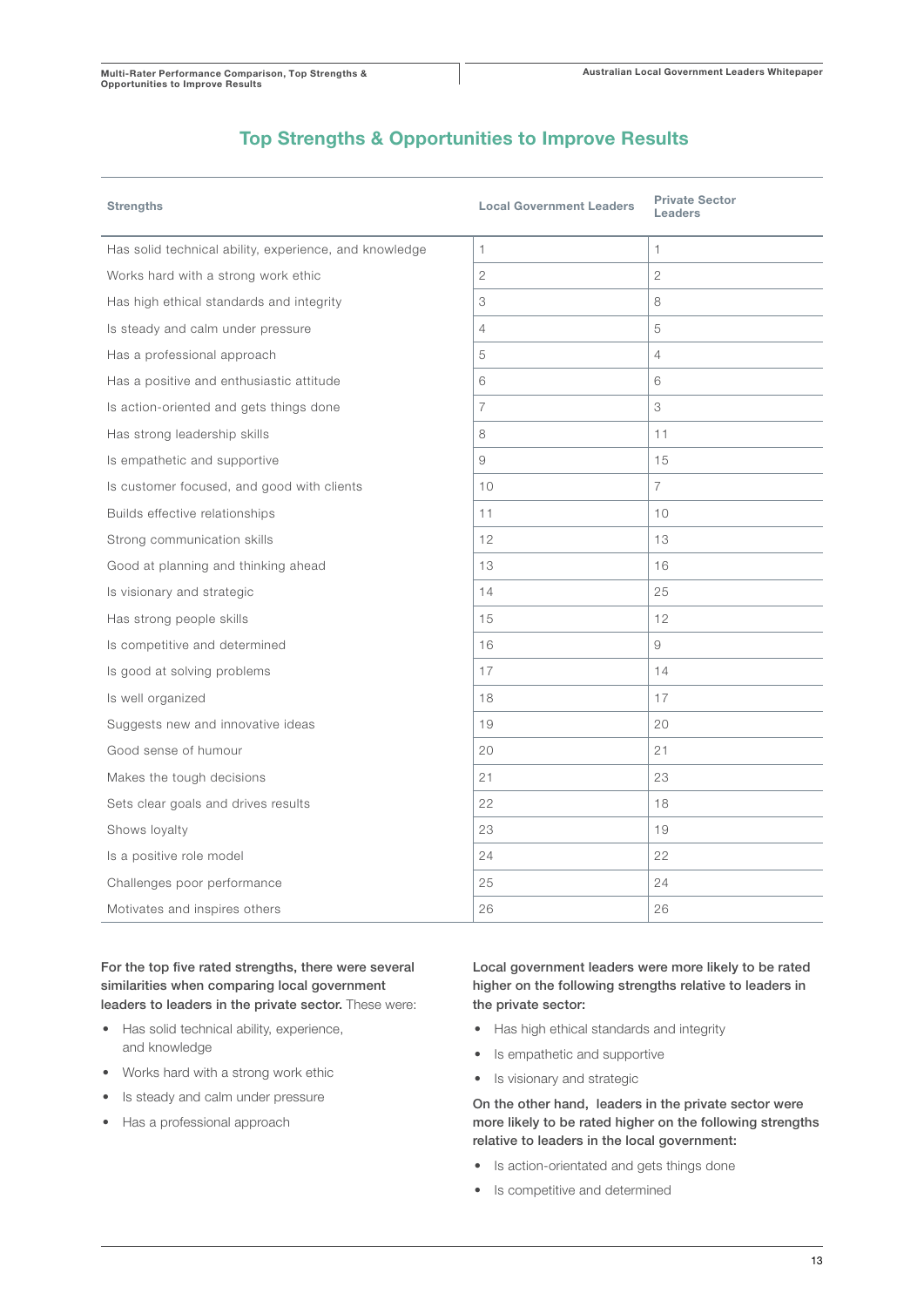## Top Strengths & Opportunities to Improve Results

| Strengths | Local Government Leaders | Private Sector Leaders |
|---|---|---|
| Has solid technical ability, experience, and knowledge | 1 | 1 |
| Works hard with a strong work ethic | 2 | 2 |
| Has high ethical standards and integrity | 3 | 8 |
| Is steady and calm under pressure | 4 | 5 |
| Has a professional approach | 5 | 4 |
| Has a positive and enthusiastic attitude | 6 | 6 |
| Is action-oriented and gets things done | 7 | 3 |
| Has strong leadership skills | 8 | 11 |
| Is empathetic and supportive | 9 | 15 |
| Is customer focused, and good with clients | 10 | 7 |
| Builds effective relationships | 11 | 10 |
| Strong communication skills | 12 | 13 |
| Good at planning and thinking ahead | 13 | 16 |
| Is visionary and strategic | 14 | 25 |
| Has strong people skills | 15 | 12 |
| Is competitive and determined | 16 | 9 |
| Is good at solving problems | 17 | 14 |
| Is well organized | 18 | 17 |
| Suggests new and innovative ideas | 19 | 20 |
| Good sense of humour | 20 | 21 |
| Makes the tough decisions | 21 | 23 |
| Sets clear goals and drives results | 22 | 18 |
| Shows loyalty | 23 | 19 |
| Is a positive role model | 24 | 22 |
| Challenges poor performance | 25 | 24 |
| Motivates and inspires others | 26 | 26 |

**For the top five rated strengths, there were several similarities when comparing local government leaders to leaders in the private sector.** These were:

- Has solid technical ability, experience, and knowledge
- Works hard with a strong work ethic
- Is steady and calm under pressure
- Has a professional approach

**Local government leaders were more likely to be rated higher on the following strengths relative to leaders in the private sector:**

- Has high ethical standards and integrity
- Is empathetic and supportive
- Is visionary and strategic

**On the other hand, leaders in the private sector were more likely to be rated higher on the following strengths relative to leaders in the local government:**

- Is action-orientated and gets things done
- Is competitive and determined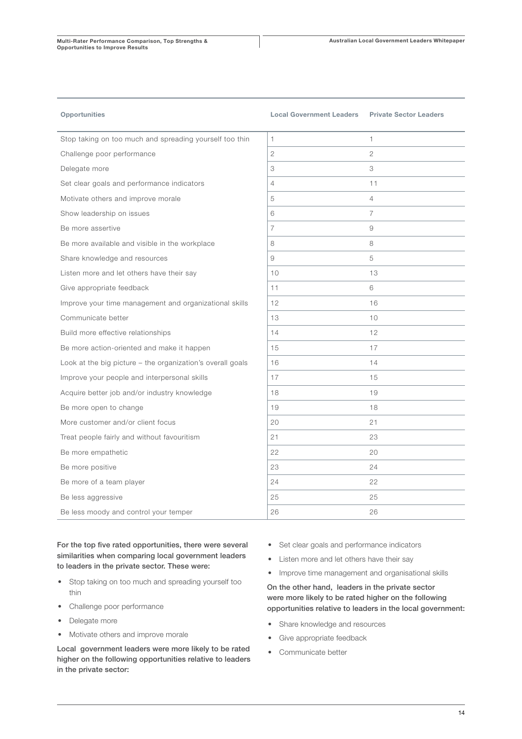| Opportunities | Local Government Leaders | Private Sector Leaders |
|---|---|---|
| Stop taking on too much and spreading yourself too thin | 1 | 1 |
| Challenge poor performance | 2 | 2 |
| Delegate more | 3 | 3 |
| Set clear goals and performance indicators | 4 | 11 |
| Motivate others and improve morale | 5 | 4 |
| Show leadership on issues | 6 | 7 |
| Be more assertive | 7 | 9 |
| Be more available and visible in the workplace | 8 | 8 |
| Share knowledge and resources | 9 | 5 |
| Listen more and let others have their say | 10 | 13 |
| Give appropriate feedback | 11 | 6 |
| Improve your time management and organizational skills | 12 | 16 |
| Communicate better | 13 | 10 |
| Build more effective relationships | 14 | 12 |
| Be more action-oriented and make it happen | 15 | 17 |
| Look at the big picture – the organization's overall goals | 16 | 14 |
| Improve your people and interpersonal skills | 17 | 15 |
| Acquire better job and/or industry knowledge | 18 | 19 |
| Be more open to change | 19 | 18 |
| More customer and/or client focus | 20 | 21 |
| Treat people fairly and without favouritism | 21 | 23 |
| Be more empathetic | 22 | 20 |
| Be more positive | 23 | 24 |
| Be more of a team player | 24 | 22 |
| Be less aggressive | 25 | 25 |
| Be less moody and control your temper | 26 | 26 |

**For the top five rated opportunities, there were several similarities when comparing local government leaders to leaders in the private sector. These were:**

- Stop taking on too much and spreading yourself too thin
- Challenge poor performance
- Delegate more
- Motivate others and improve morale

**Local government leaders were more likely to be rated higher on the following opportunities relative to leaders in the private sector:**

- Set clear goals and performance indicators
- Listen more and let others have their say
- Improve time management and organisational skills

**On the other hand, leaders in the private sector were more likely to be rated higher on the following opportunities relative to leaders in the local government:**

- Share knowledge and resources
- Give appropriate feedback
- Communicate better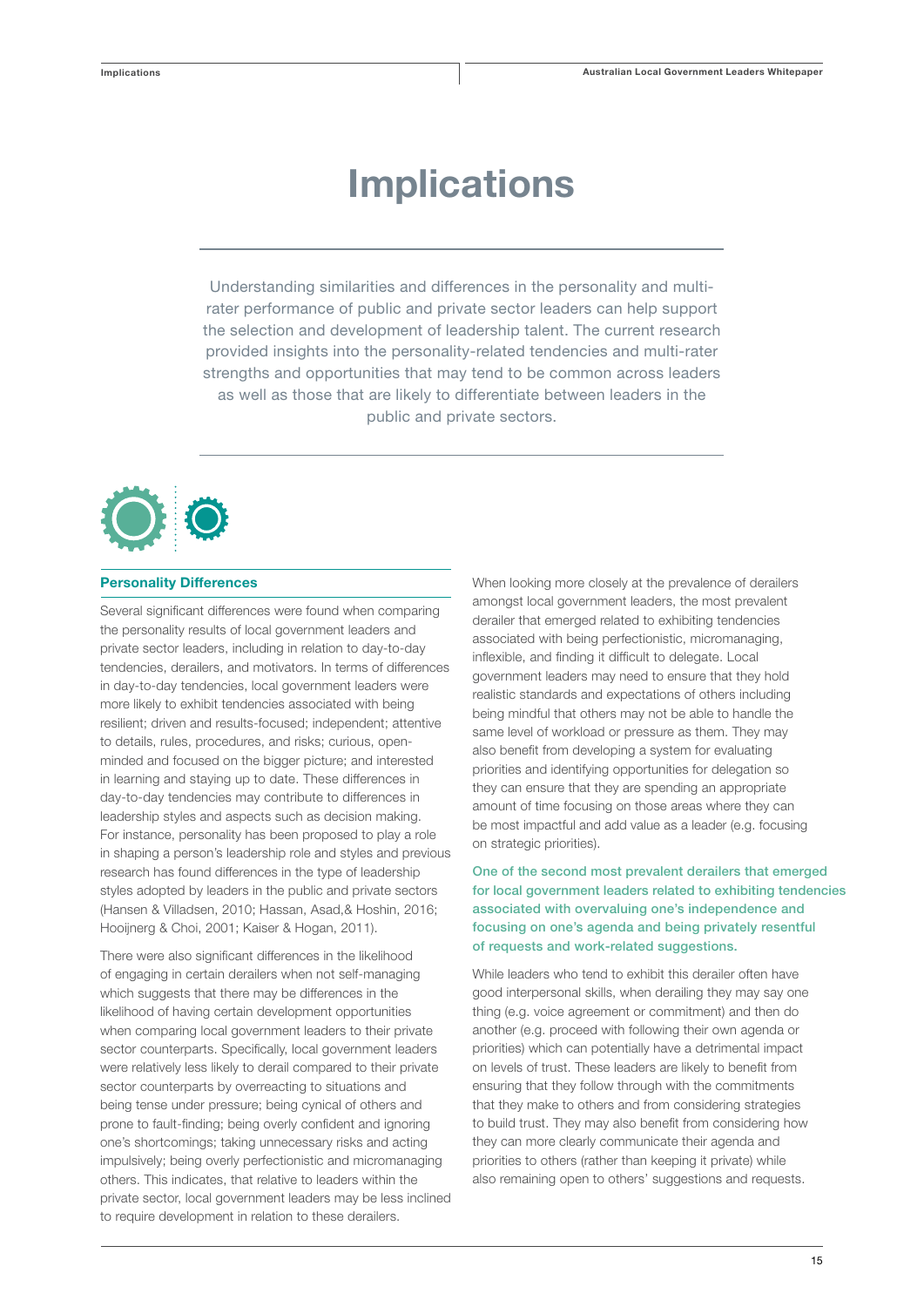# Implications

Understanding similarities and differences in the personality and multi-rater performance of public and private sector leaders can help support the selection and development of leadership talent. The current research provided insights into the personality-related tendencies and multi-rater strengths and opportunities that may tend to be common across leaders as well as those that are likely to differentiate between leaders in the public and private sectors.

### Personality Differences

Several significant differences were found when comparing the personality results of local government leaders and private sector leaders, including in relation to day-to-day tendencies, derailers, and motivators. In terms of differences in day-to-day tendencies, local government leaders were more likely to exhibit tendencies associated with being resilient; driven and results-focused; independent; attentive to details, rules, procedures, and risks; curious, open-minded and focused on the bigger picture; and interested in learning and staying up to date. These differences in day-to-day tendencies may contribute to differences in leadership styles and aspects such as decision making. For instance, personality has been proposed to play a role in shaping a person's leadership role and styles and previous research has found differences in the type of leadership styles adopted by leaders in the public and private sectors (Hansen & Villadsen, 2010; Hassan, Asad,& Hoshin, 2016; Hooijnerg & Choi, 2001; Kaiser & Hogan, 2011).

There were also significant differences in the likelihood of engaging in certain derailers when not self-managing which suggests that there may be differences in the likelihood of having certain development opportunities when comparing local government leaders to their private sector counterparts. Specifically, local government leaders were relatively less likely to derail compared to their private sector counterparts by overreacting to situations and being tense under pressure; being cynical of others and prone to fault-finding; being overly confident and ignoring one's shortcomings; taking unnecessary risks and acting impulsively; being overly perfectionistic and micromanaging others. This indicates, that relative to leaders within the private sector, local government leaders may be less inclined to require development in relation to these derailers.

When looking more closely at the prevalence of derailers amongst local government leaders, the most prevalent derailer that emerged related to exhibiting tendencies associated with being perfectionistic, micromanaging, inflexible, and finding it difficult to delegate. Local government leaders may need to ensure that they hold realistic standards and expectations of others including being mindful that others may not be able to handle the same level of workload or pressure as them. They may also benefit from developing a system for evaluating priorities and identifying opportunities for delegation so they can ensure that they are spending an appropriate amount of time focusing on those areas where they can be most impactful and add value as a leader (e.g. focusing on strategic priorities).

**One of the second most prevalent derailers that emerged for local government leaders related to exhibiting tendencies associated with overvaluing one's independence and focusing on one's agenda and being privately resentful of requests and work-related suggestions.**

While leaders who tend to exhibit this derailer often have good interpersonal skills, when derailing they may say one thing (e.g. voice agreement or commitment) and then do another (e.g. proceed with following their own agenda or priorities) which can potentially have a detrimental impact on levels of trust. These leaders are likely to benefit from ensuring that they follow through with the commitments that they make to others and from considering strategies to build trust. They may also benefit from considering how they can more clearly communicate their agenda and priorities to others (rather than keeping it private) while also remaining open to others' suggestions and requests.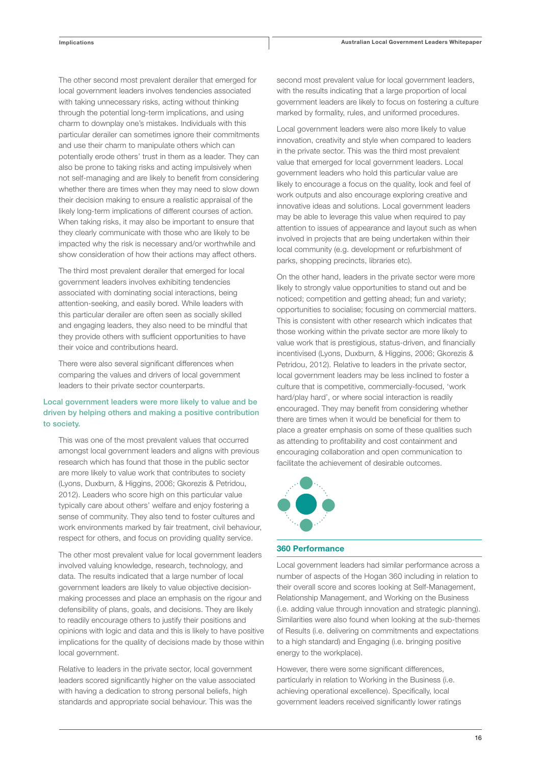The other second most prevalent derailer that emerged for local government leaders involves tendencies associated with taking unnecessary risks, acting without thinking through the potential long-term implications, and using charm to downplay one's mistakes. Individuals with this particular derailer can sometimes ignore their commitments and use their charm to manipulate others which can potentially erode others' trust in them as a leader. They can also be prone to taking risks and acting impulsively when not self-managing and are likely to benefit from considering whether there are times when they may need to slow down their decision making to ensure a realistic appraisal of the likely long-term implications of different courses of action. When taking risks, it may also be important to ensure that they clearly communicate with those who are likely to be impacted why the risk is necessary and/or worthwhile and show consideration of how their actions may affect others.

The third most prevalent derailer that emerged for local government leaders involves exhibiting tendencies associated with dominating social interactions, being attention-seeking, and easily bored. While leaders with this particular derailer are often seen as socially skilled and engaging leaders, they also need to be mindful that they provide others with sufficient opportunities to have their voice and contributions heard.

There were also several significant differences when comparing the values and drivers of local government leaders to their private sector counterparts.

### Local government leaders were more likely to value and be driven by helping others and making a positive contribution to society.

This was one of the most prevalent values that occurred amongst local government leaders and aligns with previous research which has found that those in the public sector are more likely to value work that contributes to society (Lyons, Duxburn, & Higgins, 2006; Gkorezis & Petridou, 2012). Leaders who score high on this particular value typically care about others' welfare and enjoy fostering a sense of community. They also tend to foster cultures and work environments marked by fair treatment, civil behaviour, respect for others, and focus on providing quality service.

The other most prevalent value for local government leaders involved valuing knowledge, research, technology, and data. The results indicated that a large number of local government leaders are likely to value objective decision-making processes and place an emphasis on the rigour and defensibility of plans, goals, and decisions. They are likely to readily encourage others to justify their positions and opinions with logic and data and this is likely to have positive implications for the quality of decisions made by those within local government.

Relative to leaders in the private sector, local government leaders scored significantly higher on the value associated with having a dedication to strong personal beliefs, high standards and appropriate social behaviour. This was the second most prevalent value for local government leaders, with the results indicating that a large proportion of local government leaders are likely to focus on fostering a culture marked by formality, rules, and uniformed procedures.

Local government leaders were also more likely to value innovation, creativity and style when compared to leaders in the private sector. This was the third most prevalent value that emerged for local government leaders. Local government leaders who hold this particular value are likely to encourage a focus on the quality, look and feel of work outputs and also encourage exploring creative and innovative ideas and solutions. Local government leaders may be able to leverage this value when required to pay attention to issues of appearance and layout such as when involved in projects that are being undertaken within their local community (e.g. development or refurbishment of parks, shopping precincts, libraries etc).

On the other hand, leaders in the private sector were more likely to strongly value opportunities to stand out and be noticed; competition and getting ahead; fun and variety; opportunities to socialise; focusing on commercial matters. This is consistent with other research which indicates that those working within the private sector are more likely to value work that is prestigious, status-driven, and financially incentivised (Lyons, Duxburn, & Higgins, 2006; Gkorezis & Petridou, 2012). Relative to leaders in the private sector, local government leaders may be less inclined to foster a culture that is competitive, commercially-focused, 'work hard/play hard', or where social interaction is readily encouraged. They may benefit from considering whether there are times when it would be beneficial for them to place a greater emphasis on some of these qualities such as attending to profitability and cost containment and encouraging collaboration and open communication to facilitate the achievement of desirable outcomes.

## 360 Performance

Local government leaders had similar performance across a number of aspects of the Hogan 360 including in relation to their overall score and scores looking at Self-Management, Relationship Management, and Working on the Business (i.e. adding value through innovation and strategic planning). Similarities were also found when looking at the sub-themes of Results (i.e. delivering on commitments and expectations to a high standard) and Engaging (i.e. bringing positive energy to the workplace).

However, there were some significant differences, particularly in relation to Working in the Business (i.e. achieving operational excellence). Specifically, local government leaders received significantly lower ratings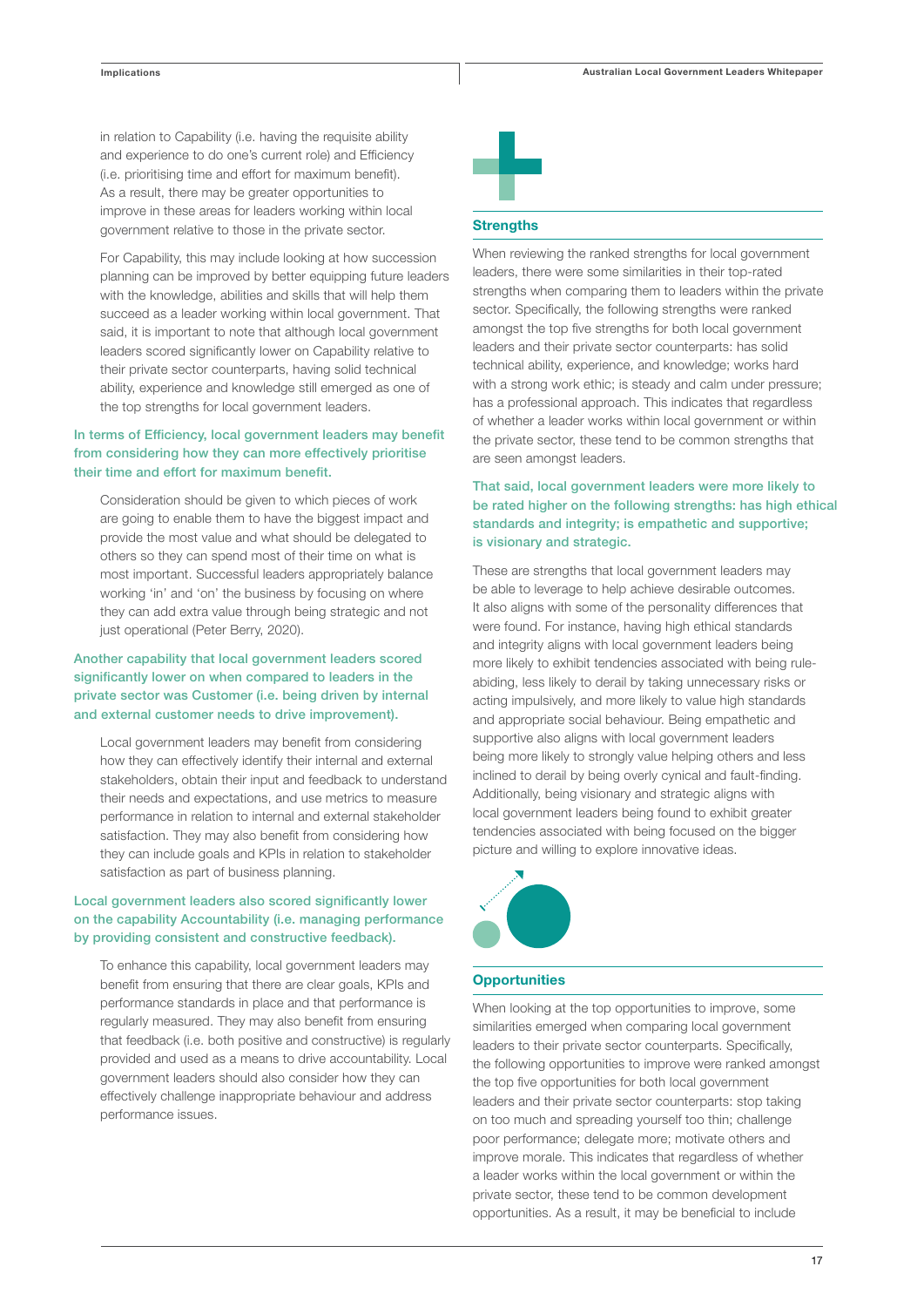in relation to Capability (i.e. having the requisite ability and experience to do one's current role) and Efficiency (i.e. prioritising time and effort for maximum benefit). As a result, there may be greater opportunities to improve in these areas for leaders working within local government relative to those in the private sector.

For Capability, this may include looking at how succession planning can be improved by better equipping future leaders with the knowledge, abilities and skills that will help them succeed as a leader working within local government. That said, it is important to note that although local government leaders scored significantly lower on Capability relative to their private sector counterparts, having solid technical ability, experience and knowledge still emerged as one of the top strengths for local government leaders.

**In terms of Efficiency, local government leaders may benefit from considering how they can more effectively prioritise their time and effort for maximum benefit.**

Consideration should be given to which pieces of work are going to enable them to have the biggest impact and provide the most value and what should be delegated to others so they can spend most of their time on what is most important. Successful leaders appropriately balance working 'in' and 'on' the business by focusing on where they can add extra value through being strategic and not just operational (Peter Berry, 2020).

**Another capability that local government leaders scored significantly lower on when compared to leaders in the private sector was Customer (i.e. being driven by internal and external customer needs to drive improvement).**

Local government leaders may benefit from considering how they can effectively identify their internal and external stakeholders, obtain their input and feedback to understand their needs and expectations, and use metrics to measure performance in relation to internal and external stakeholder satisfaction. They may also benefit from considering how they can include goals and KPIs in relation to stakeholder satisfaction as part of business planning.

**Local government leaders also scored significantly lower on the capability Accountability (i.e. managing performance by providing consistent and constructive feedback).**

To enhance this capability, local government leaders may benefit from ensuring that there are clear goals, KPIs and performance standards in place and that performance is regularly measured. They may also benefit from ensuring that feedback (i.e. both positive and constructive) is regularly provided and used as a means to drive accountability. Local government leaders should also consider how they can effectively challenge inappropriate behaviour and address performance issues.

## Strengths

When reviewing the ranked strengths for local government leaders, there were some similarities in their top-rated strengths when comparing them to leaders within the private sector. Specifically, the following strengths were ranked amongst the top five strengths for both local government leaders and their private sector counterparts: has solid technical ability, experience, and knowledge; works hard with a strong work ethic; is steady and calm under pressure; has a professional approach. This indicates that regardless of whether a leader works within local government or within the private sector, these tend to be common strengths that are seen amongst leaders.

**That said, local government leaders were more likely to be rated higher on the following strengths: has high ethical standards and integrity; is empathetic and supportive; is visionary and strategic.**

These are strengths that local government leaders may be able to leverage to help achieve desirable outcomes. It also aligns with some of the personality differences that were found. For instance, having high ethical standards and integrity aligns with local government leaders being more likely to exhibit tendencies associated with being rule-abiding, less likely to derail by taking unnecessary risks or acting impulsively, and more likely to value high standards and appropriate social behaviour. Being empathetic and supportive also aligns with local government leaders being more likely to strongly value helping others and less inclined to derail by being overly cynical and fault-finding. Additionally, being visionary and strategic aligns with local government leaders being found to exhibit greater tendencies associated with being focused on the bigger picture and willing to explore innovative ideas.

## Opportunities

When looking at the top opportunities to improve, some similarities emerged when comparing local government leaders to their private sector counterparts. Specifically, the following opportunities to improve were ranked amongst the top five opportunities for both local government leaders and their private sector counterparts: stop taking on too much and spreading yourself too thin; challenge poor performance; delegate more; motivate others and improve morale. This indicates that regardless of whether a leader works within the local government or within the private sector, these tend to be common development opportunities. As a result, it may be beneficial to include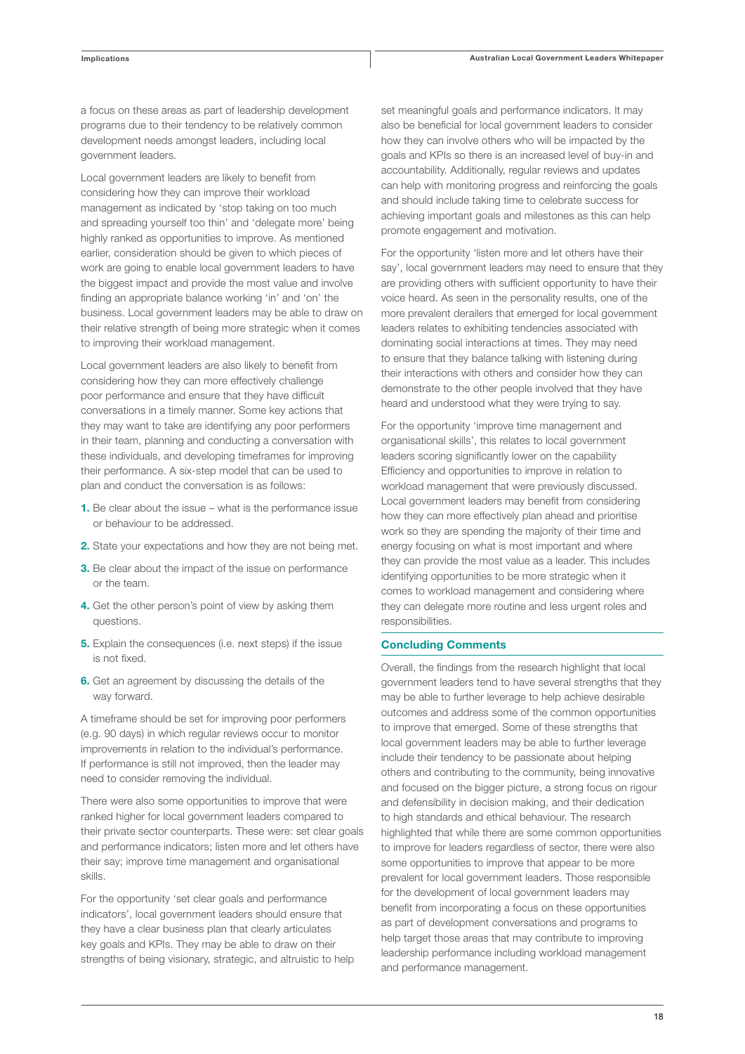a focus on these areas as part of leadership development programs due to their tendency to be relatively common development needs amongst leaders, including local government leaders.

Local government leaders are likely to benefit from considering how they can improve their workload management as indicated by 'stop taking on too much and spreading yourself too thin' and 'delegate more' being highly ranked as opportunities to improve. As mentioned earlier, consideration should be given to which pieces of work are going to enable local government leaders to have the biggest impact and provide the most value and involve finding an appropriate balance working 'in' and 'on' the business. Local government leaders may be able to draw on their relative strength of being more strategic when it comes to improving their workload management.

Local government leaders are also likely to benefit from considering how they can more effectively challenge poor performance and ensure that they have difficult conversations in a timely manner. Some key actions that they may want to take are identifying any poor performers in their team, planning and conducting a conversation with these individuals, and developing timeframes for improving their performance. A six-step model that can be used to plan and conduct the conversation is as follows:

1. Be clear about the issue – what is the performance issue or behaviour to be addressed.
2. State your expectations and how they are not being met.
3. Be clear about the impact of the issue on performance or the team.
4. Get the other person's point of view by asking them questions.
5. Explain the consequences (i.e. next steps) if the issue is not fixed.
6. Get an agreement by discussing the details of the way forward.

A timeframe should be set for improving poor performers (e.g. 90 days) in which regular reviews occur to monitor improvements in relation to the individual's performance. If performance is still not improved, then the leader may need to consider removing the individual.

There were also some opportunities to improve that were ranked higher for local government leaders compared to their private sector counterparts. These were: set clear goals and performance indicators; listen more and let others have their say; improve time management and organisational skills.

For the opportunity 'set clear goals and performance indicators', local government leaders should ensure that they have a clear business plan that clearly articulates key goals and KPIs. They may be able to draw on their strengths of being visionary, strategic, and altruistic to help set meaningful goals and performance indicators. It may also be beneficial for local government leaders to consider how they can involve others who will be impacted by the goals and KPIs so there is an increased level of buy-in and accountability. Additionally, regular reviews and updates can help with monitoring progress and reinforcing the goals and should include taking time to celebrate success for achieving important goals and milestones as this can help promote engagement and motivation.

For the opportunity 'listen more and let others have their say', local government leaders may need to ensure that they are providing others with sufficient opportunity to have their voice heard. As seen in the personality results, one of the more prevalent derailers that emerged for local government leaders relates to exhibiting tendencies associated with dominating social interactions at times. They may need to ensure that they balance talking with listening during their interactions with others and consider how they can demonstrate to the other people involved that they have heard and understood what they were trying to say.

For the opportunity 'improve time management and organisational skills', this relates to local government leaders scoring significantly lower on the capability Efficiency and opportunities to improve in relation to workload management that were previously discussed. Local government leaders may benefit from considering how they can more effectively plan ahead and prioritise work so they are spending the majority of their time and energy focusing on what is most important and where they can provide the most value as a leader. This includes identifying opportunities to be more strategic when it comes to workload management and considering where they can delegate more routine and less urgent roles and responsibilities.

## Concluding Comments

Overall, the findings from the research highlight that local government leaders tend to have several strengths that they may be able to further leverage to help achieve desirable outcomes and address some of the common opportunities to improve that emerged. Some of these strengths that local government leaders may be able to further leverage include their tendency to be passionate about helping others and contributing to the community, being innovative and focused on the bigger picture, a strong focus on rigour and defensibility in decision making, and their dedication to high standards and ethical behaviour. The research highlighted that while there are some common opportunities to improve for leaders regardless of sector, there were also some opportunities to improve that appear to be more prevalent for local government leaders. Those responsible for the development of local government leaders may benefit from incorporating a focus on these opportunities as part of development conversations and programs to help target those areas that may contribute to improving leadership performance including workload management and performance management.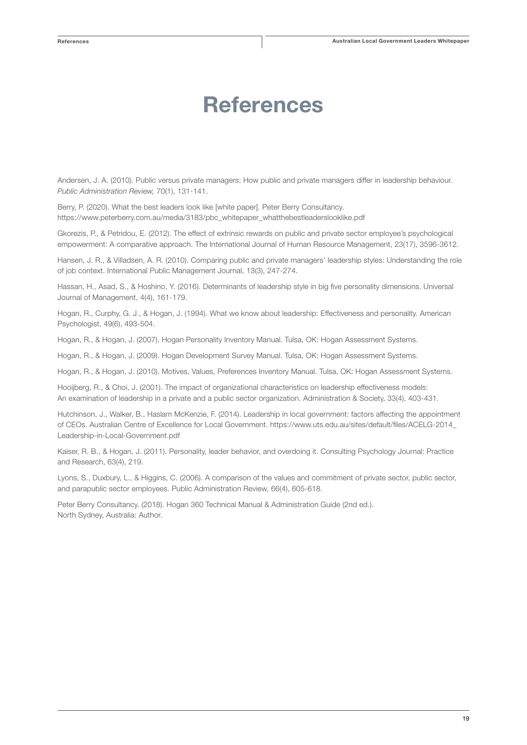# References

Andersen, J. A. (2010). Public versus private managers: How public and private managers differ in leadership behaviour. *Public Administration Review,* 70(1), 131-141.

Berry, P. (2020). What the best leaders look like [white paper]. Peter Berry Consultancy. https://www.peterberry.com.au/media/3183/pbc_whitepaper_whatthebestleaderslooklike.pdf

Gkorezis, P., & Petridou, E. (2012). The effect of extrinsic rewards on public and private sector employee's psychological empowerment: A comparative approach. The International Journal of Human Resource Management, 23(17), 3596-3612.

Hansen, J. R., & Villadsen, A. R. (2010). Comparing public and private managers' leadership styles: Understanding the role of job context. International Public Management Journal, 13(3), 247-274.

Hassan, H., Asad, S., & Hoshino, Y. (2016). Determinants of leadership style in big five personality dimensions. Universal Journal of Management, 4(4), 161-179.

Hogan, R., Curphy, G. J., & Hogan, J. (1994). What we know about leadership: Effectiveness and personality. American Psychologist, 49(6), 493-504.

Hogan, R., & Hogan, J. (2007). Hogan Personality Inventory Manual. Tulsa, OK: Hogan Assessment Systems.

Hogan, R., & Hogan, J. (2009). Hogan Development Survey Manual. Tulsa, OK: Hogan Assessment Systems.

Hogan, R., & Hogan, J. (2010). Motives, Values, Preferences Inventory Manual. Tulsa, OK: Hogan Assessment Systems.

Hooijberg, R., & Choi, J. (2001). The impact of organizational characteristics on leadership effectiveness models: An examination of leadership in a private and a public sector organization. Administration & Society, 33(4), 403-431.

Hutchinson, J., Walker, B., Haslam McKenzie, F. (2014). Leadership in local government: factors affecting the appointment of CEOs. Australian Centre of Excellence for Local Government. https://www.uts.edu.au/sites/default/files/ACELG-2014_Leadership-in-Local-Government.pdf

Kaiser, R. B., & Hogan, J. (2011). Personality, leader behavior, and overdoing it. Consulting Psychology Journal: Practice and Research, 63(4), 219.

Lyons, S., Duxbury, L., & Higgins, C. (2006). A comparison of the values and commitment of private sector, public sector, and parapublic sector employees. Public Administration Review, 66(4), 605-618.

Peter Berry Consultancy. (2018). Hogan 360 Technical Manual & Administration Guide (2nd ed.). North Sydney, Australia: Author.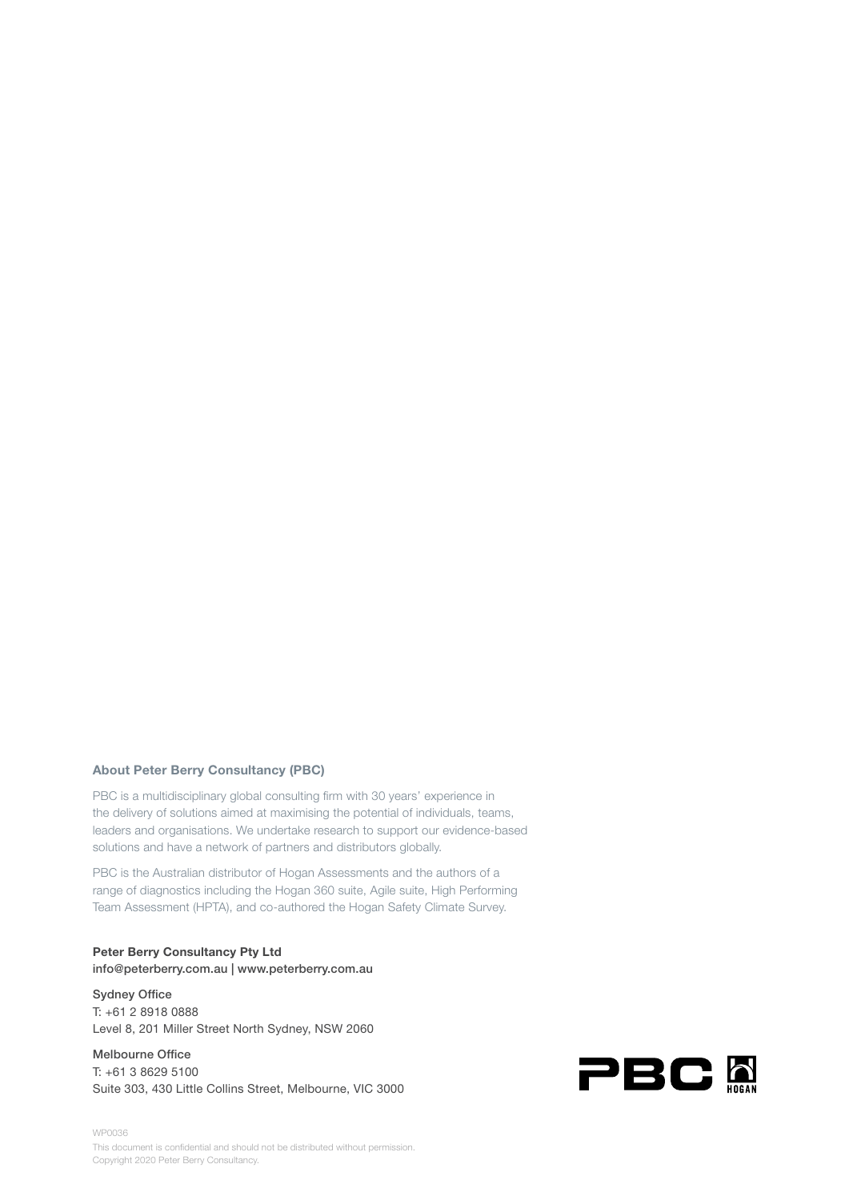**About Peter Berry Consultancy (PBC)**

PBC is a multidisciplinary global consulting firm with 30 years' experience in the delivery of solutions aimed at maximising the potential of individuals, teams, leaders and organisations. We undertake research to support our evidence-based solutions and have a network of partners and distributors globally.

PBC is the Australian distributor of Hogan Assessments and the authors of a range of diagnostics including the Hogan 360 suite, Agile suite, High Performing Team Assessment (HPTA), and co-authored the Hogan Safety Climate Survey.

**Peter Berry Consultancy Pty Ltd**
info@peterberry.com.au | www.peterberry.com.au

Sydney Office
T: +61 2 8918 0888
Level 8, 201 Miller Street North Sydney, NSW 2060

Melbourne Office
T: +61 3 8629 5100
Suite 303, 430 Little Collins Street, Melbourne, VIC 3000

PBC HOGAN

WP0036
This document is confidential and should not be distributed without permission.
Copyright 2020 Peter Berry Consultancy.